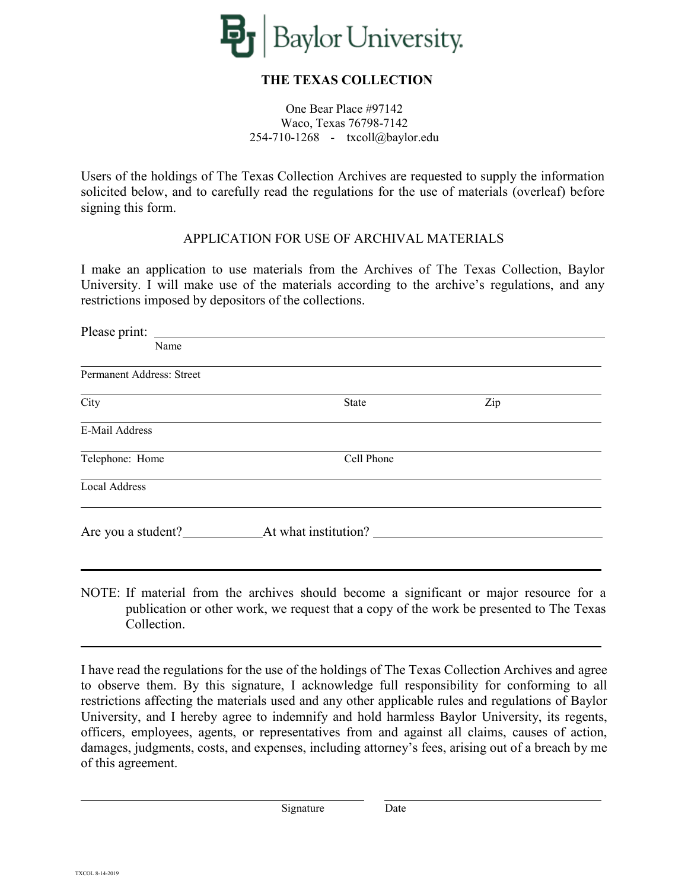Baylor University.

**THE TEXAS COLLECTION**

One Bear Place #97142
Waco, Texas 76798-7142
254-710-1268 - txcoll@baylor.edu

Users of the holdings of The Texas Collection Archives are requested to supply the information solicited below, and to carefully read the regulations for the use of materials (overleaf) before signing this form.

APPLICATION FOR USE OF ARCHIVAL MATERIALS

I make an application to use materials from the Archives of The Texas Collection, Baylor University. I will make use of the materials according to the archive's regulations, and any restrictions imposed by depositors of the collections.

Please print: ______________________________________________
Name

______________________________________________
Permanent Address: Street

______________________________________________
City State Zip

______________________________________________
E-Mail Address

______________________________________________
Telephone: Home Cell Phone

______________________________________________
Local Address

______________________________________________

Are you a student?____________At what institution? ____________________

---

NOTE: If material from the archives should become a significant or major resource for a publication or other work, we request that a copy of the work be presented to The Texas Collection.

---

I have read the regulations for the use of the holdings of The Texas Collection Archives and agree to observe them. By this signature, I acknowledge full responsibility for conforming to all restrictions affecting the materials used and any other applicable rules and regulations of Baylor University, and I hereby agree to indemnify and hold harmless Baylor University, its regents, officers, employees, agents, or representatives from and against all claims, causes of action, damages, judgments, costs, and expenses, including attorney's fees, arising out of a breach by me of this agreement.

______________________________ ______________________
Signature Date

TXCOL 8-14-2019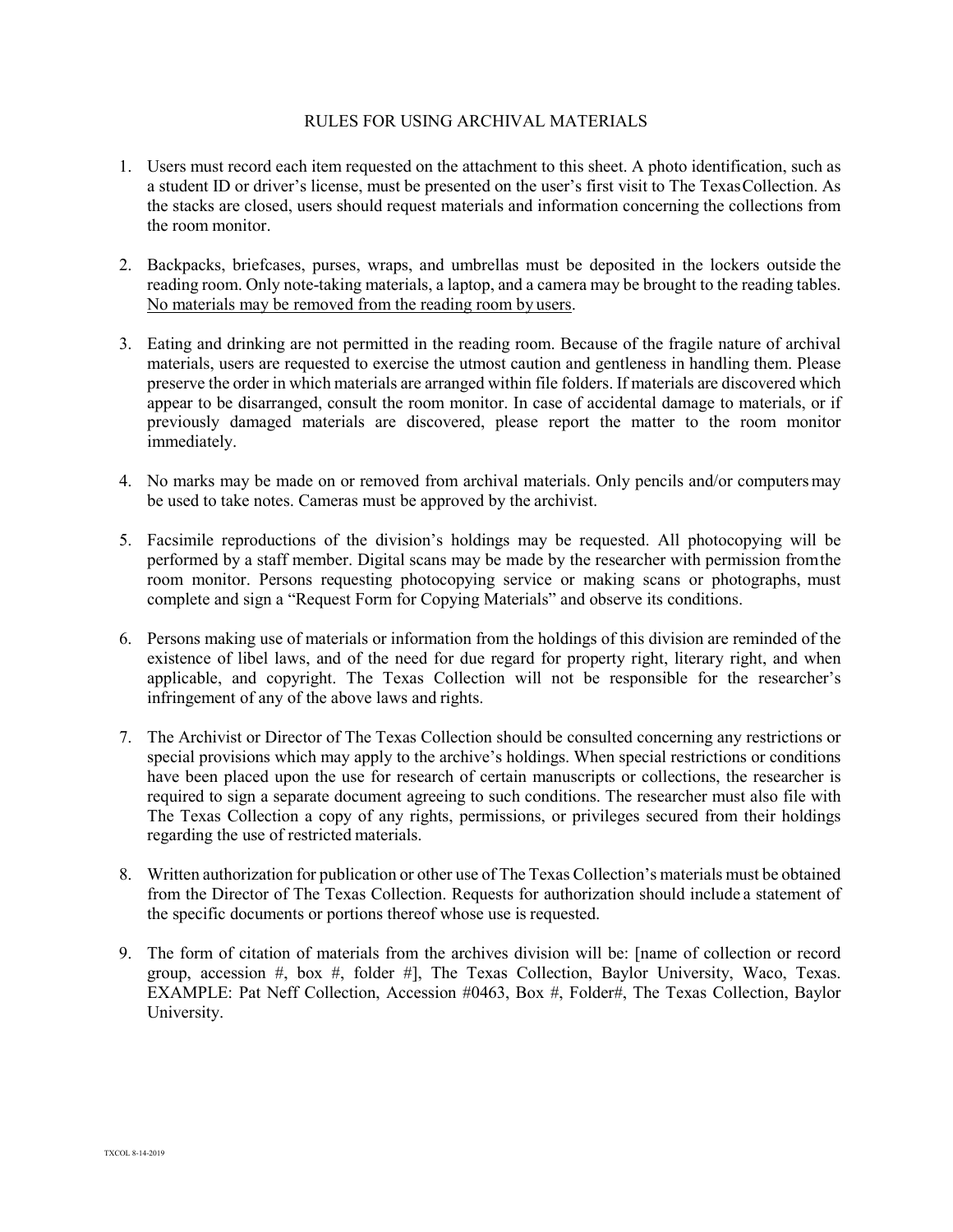# RULES FOR USING ARCHIVAL MATERIALS

1. Users must record each item requested on the attachment to this sheet. A photo identification, such as a student ID or driver's license, must be presented on the user's first visit to The Texas Collection. As the stacks are closed, users should request materials and information concerning the collections from the room monitor.

2. Backpacks, briefcases, purses, wraps, and umbrellas must be deposited in the lockers outside the reading room. Only note-taking materials, a laptop, and a camera may be brought to the reading tables. <u>No materials may be removed from the reading room by users</u>.

3. Eating and drinking are not permitted in the reading room. Because of the fragile nature of archival materials, users are requested to exercise the utmost caution and gentleness in handling them. Please preserve the order in which materials are arranged within file folders. If materials are discovered which appear to be disarranged, consult the room monitor. In case of accidental damage to materials, or if previously damaged materials are discovered, please report the matter to the room monitor immediately.

4. No marks may be made on or removed from archival materials. Only pencils and/or computers may be used to take notes. Cameras must be approved by the archivist.

5. Facsimile reproductions of the division's holdings may be requested. All photocopying will be performed by a staff member. Digital scans may be made by the researcher with permission from the room monitor. Persons requesting photocopying service or making scans or photographs, must complete and sign a "Request Form for Copying Materials" and observe its conditions.

6. Persons making use of materials or information from the holdings of this division are reminded of the existence of libel laws, and of the need for due regard for property right, literary right, and when applicable, and copyright. The Texas Collection will not be responsible for the researcher's infringement of any of the above laws and rights.

7. The Archivist or Director of The Texas Collection should be consulted concerning any restrictions or special provisions which may apply to the archive's holdings. When special restrictions or conditions have been placed upon the use for research of certain manuscripts or collections, the researcher is required to sign a separate document agreeing to such conditions. The researcher must also file with The Texas Collection a copy of any rights, permissions, or privileges secured from their holdings regarding the use of restricted materials.

8. Written authorization for publication or other use of The Texas Collection's materials must be obtained from the Director of The Texas Collection. Requests for authorization should include a statement of the specific documents or portions thereof whose use is requested.

9. The form of citation of materials from the archives division will be: [name of collection or record group, accession #, box #, folder #], The Texas Collection, Baylor University, Waco, Texas. EXAMPLE: Pat Neff Collection, Accession #0463, Box #, Folder#, The Texas Collection, Baylor University.

TXCOL 8-14-2019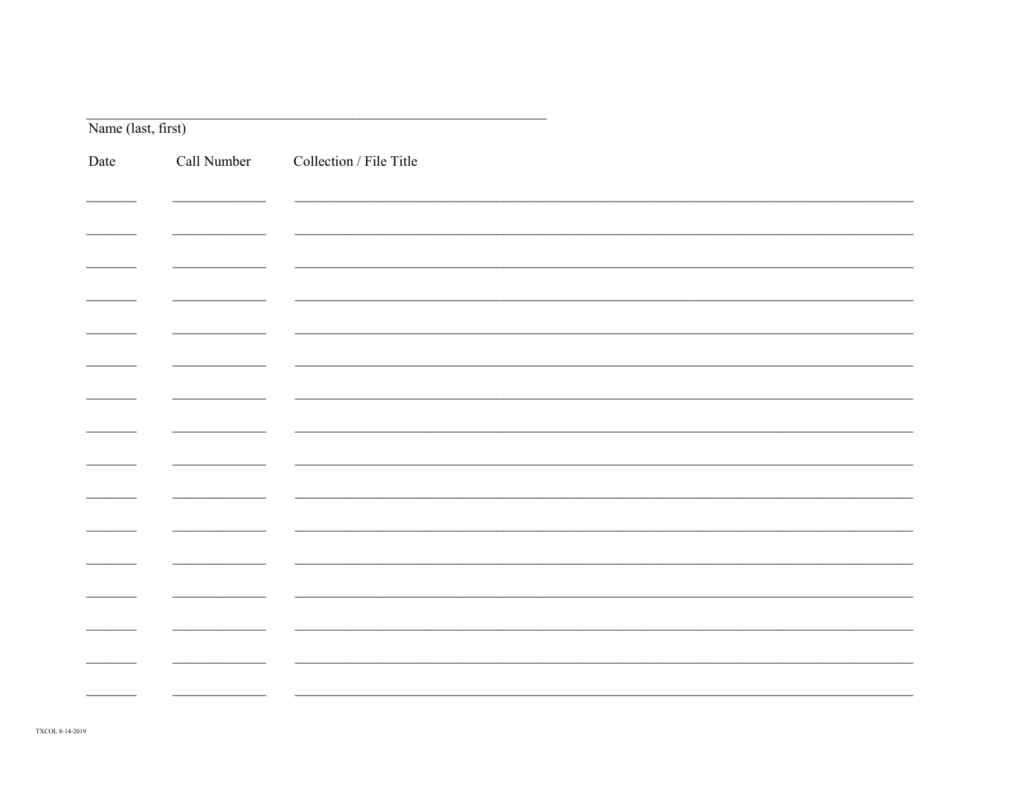Name (last, first): ______________________________

| Date | Call Number | Collection / File Title |
|---|---|---|
| | | |
| | | |
| | | |
| | | |
| | | |
| | | |
| | | |
| | | |
| | | |
| | | |
| | | |
| | | |
| | | |
| | | |
| | | |
| | | |

TXCOL 8-14-2019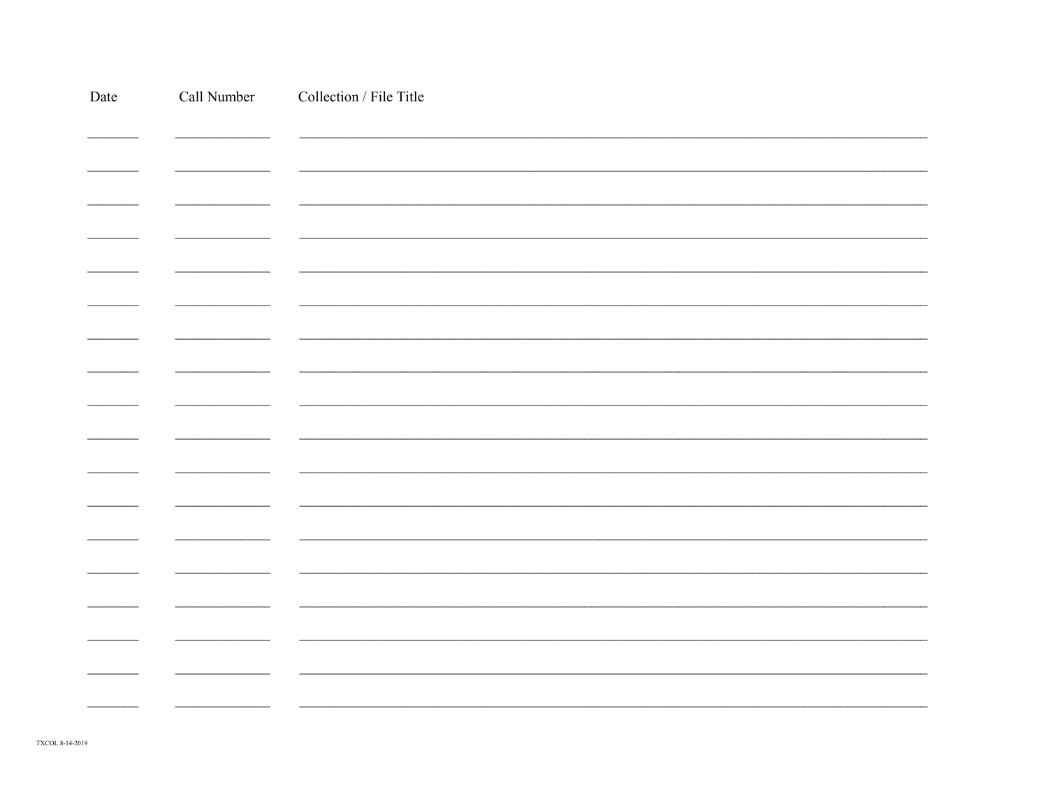| Date | Call Number | Collection / File Title |
| --- | --- | --- |
| | | |
| | | |
| | | |
| | | |
| | | |
| | | |
| | | |
| | | |
| | | |
| | | |
| | | |
| | | |
| | | |
| | | |
| | | |
| | | |
| | | |
| | | |